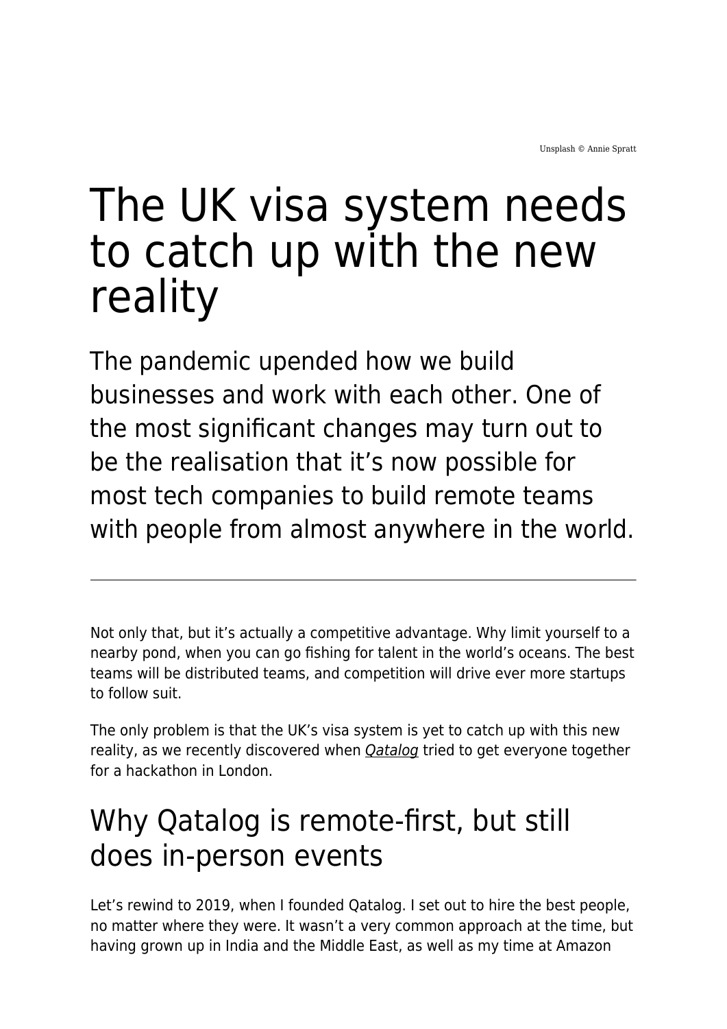Unsplash © Annie Spratt

# The UK visa system needs to catch up with the new reality

The pandemic upended how we build businesses and work with each other. One of the most significant changes may turn out to be the realisation that it’s now possible for most tech companies to build remote teams with people from almost anywhere in the world.

---

Not only that, but it’s actually a competitive advantage. Why limit yourself to a nearby pond, when you can go fishing for talent in the world’s oceans. The best teams will be distributed teams, and competition will drive ever more startups to follow suit.

The only problem is that the UK’s visa system is yet to catch up with this new reality, as we recently discovered when *Qatalog* tried to get everyone together for a hackathon in London.

## Why Qatalog is remote-first, but still does in-person events

Let’s rewind to 2019, when I founded Qatalog. I set out to hire the best people, no matter where they were. It wasn’t a very common approach at the time, but having grown up in India and the Middle East, as well as my time at Amazon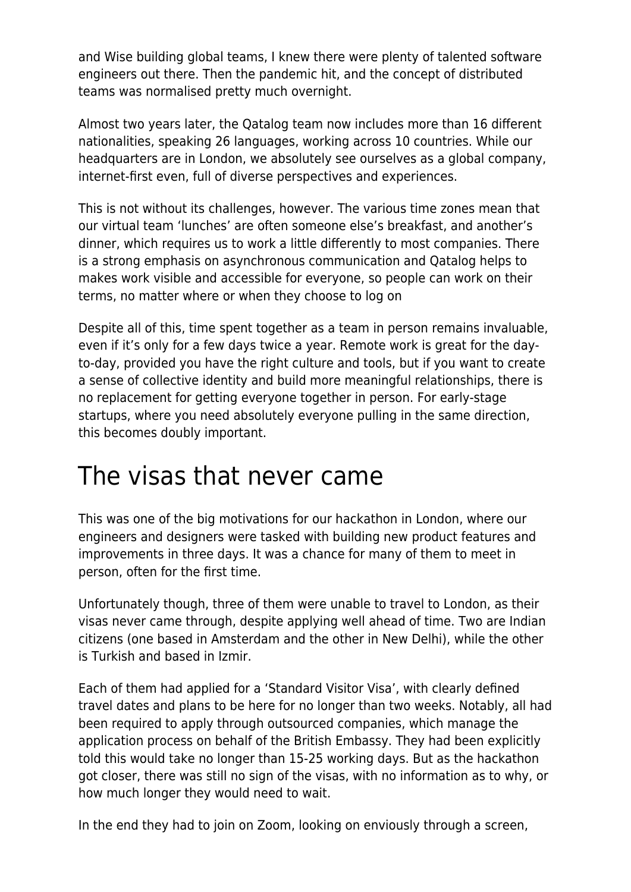and Wise building global teams, I knew there were plenty of talented software engineers out there. Then the pandemic hit, and the concept of distributed teams was normalised pretty much overnight.

Almost two years later, the Qatalog team now includes more than 16 different nationalities, speaking 26 languages, working across 10 countries. While our headquarters are in London, we absolutely see ourselves as a global company, internet-first even, full of diverse perspectives and experiences.

This is not without its challenges, however. The various time zones mean that our virtual team 'lunches' are often someone else's breakfast, and another's dinner, which requires us to work a little differently to most companies. There is a strong emphasis on asynchronous communication and Qatalog helps to makes work visible and accessible for everyone, so people can work on their terms, no matter where or when they choose to log on

Despite all of this, time spent together as a team in person remains invaluable, even if it's only for a few days twice a year. Remote work is great for the day-to-day, provided you have the right culture and tools, but if you want to create a sense of collective identity and build more meaningful relationships, there is no replacement for getting everyone together in person. For early-stage startups, where you need absolutely everyone pulling in the same direction, this becomes doubly important.

# The visas that never came

This was one of the big motivations for our hackathon in London, where our engineers and designers were tasked with building new product features and improvements in three days. It was a chance for many of them to meet in person, often for the first time.

Unfortunately though, three of them were unable to travel to London, as their visas never came through, despite applying well ahead of time. Two are Indian citizens (one based in Amsterdam and the other in New Delhi), while the other is Turkish and based in Izmir.

Each of them had applied for a 'Standard Visitor Visa', with clearly defined travel dates and plans to be here for no longer than two weeks. Notably, all had been required to apply through outsourced companies, which manage the application process on behalf of the British Embassy. They had been explicitly told this would take no longer than 15-25 working days. But as the hackathon got closer, there was still no sign of the visas, with no information as to why, or how much longer they would need to wait.

In the end they had to join on Zoom, looking on enviously through a screen,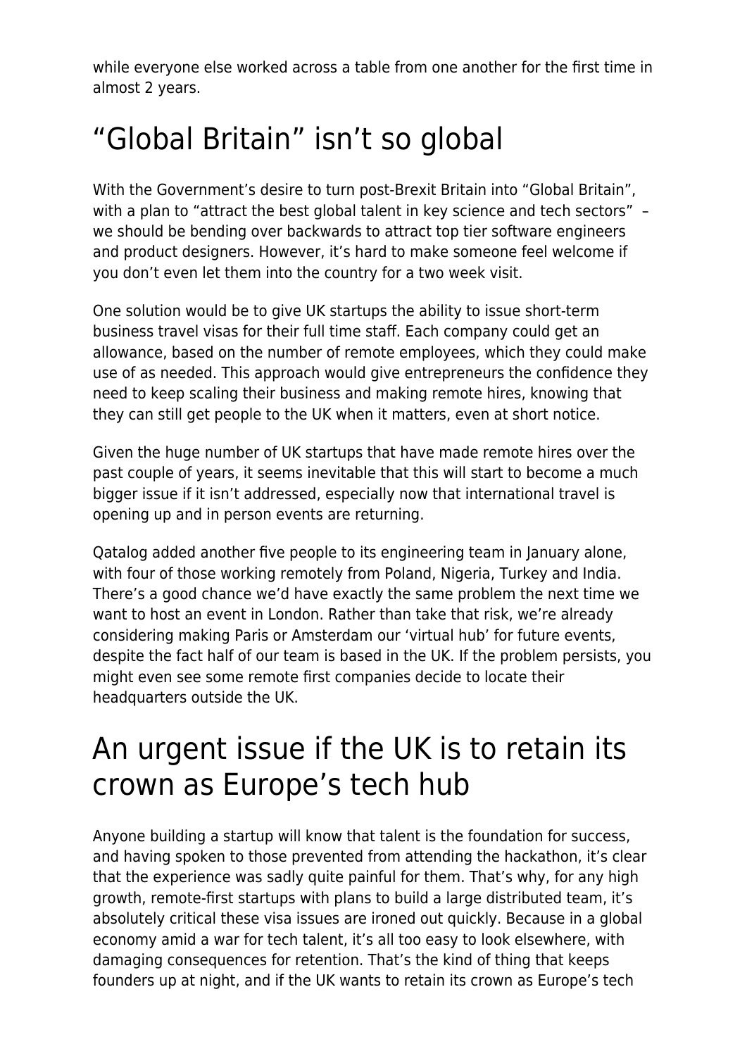while everyone else worked across a table from one another for the first time in almost 2 years.

## “Global Britain” isn’t so global

With the Government’s desire to turn post-Brexit Britain into “Global Britain”, with a plan to “attract the best global talent in key science and tech sectors” – we should be bending over backwards to attract top tier software engineers and product designers. However, it’s hard to make someone feel welcome if you don’t even let them into the country for a two week visit.

One solution would be to give UK startups the ability to issue short-term business travel visas for their full time staff. Each company could get an allowance, based on the number of remote employees, which they could make use of as needed. This approach would give entrepreneurs the confidence they need to keep scaling their business and making remote hires, knowing that they can still get people to the UK when it matters, even at short notice.

Given the huge number of UK startups that have made remote hires over the past couple of years, it seems inevitable that this will start to become a much bigger issue if it isn’t addressed, especially now that international travel is opening up and in person events are returning.

Qatalog added another five people to its engineering team in January alone, with four of those working remotely from Poland, Nigeria, Turkey and India. There’s a good chance we’d have exactly the same problem the next time we want to host an event in London. Rather than take that risk, we’re already considering making Paris or Amsterdam our ‘virtual hub’ for future events, despite the fact half of our team is based in the UK. If the problem persists, you might even see some remote first companies decide to locate their headquarters outside the UK.

## An urgent issue if the UK is to retain its crown as Europe’s tech hub

Anyone building a startup will know that talent is the foundation for success, and having spoken to those prevented from attending the hackathon, it’s clear that the experience was sadly quite painful for them. That’s why, for any high growth, remote-first startups with plans to build a large distributed team, it’s absolutely critical these visa issues are ironed out quickly. Because in a global economy amid a war for tech talent, it’s all too easy to look elsewhere, with damaging consequences for retention. That’s the kind of thing that keeps founders up at night, and if the UK wants to retain its crown as Europe’s tech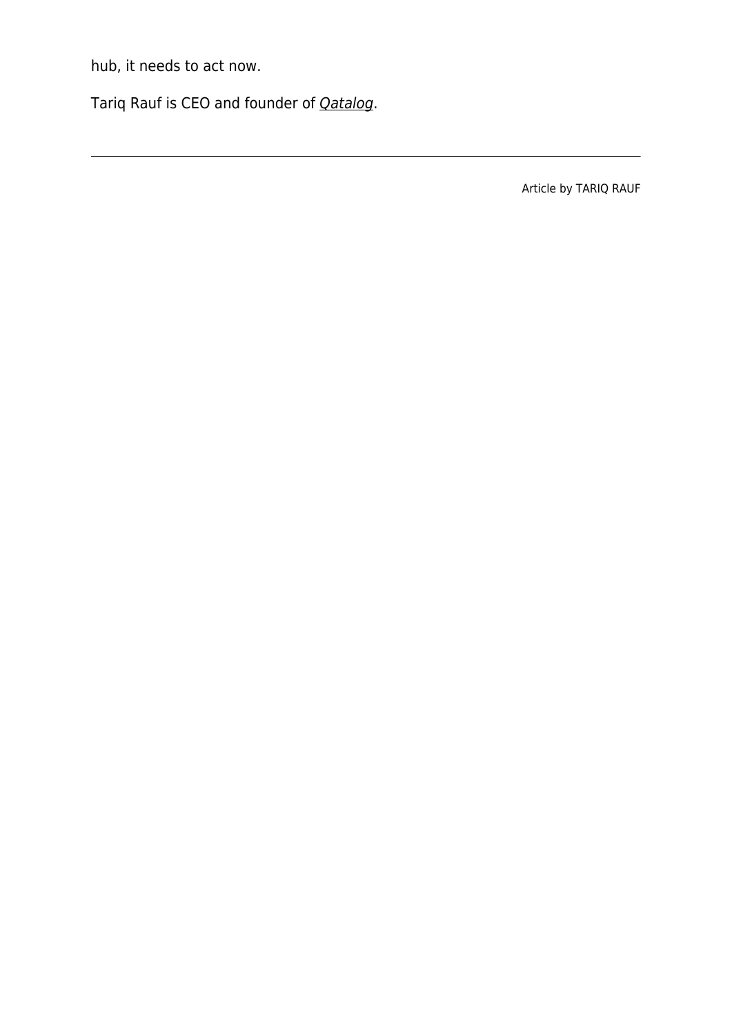hub, it needs to act now.

Tariq Rauf is CEO and founder of *Qatalog*.

---

Article by TARIQ RAUF